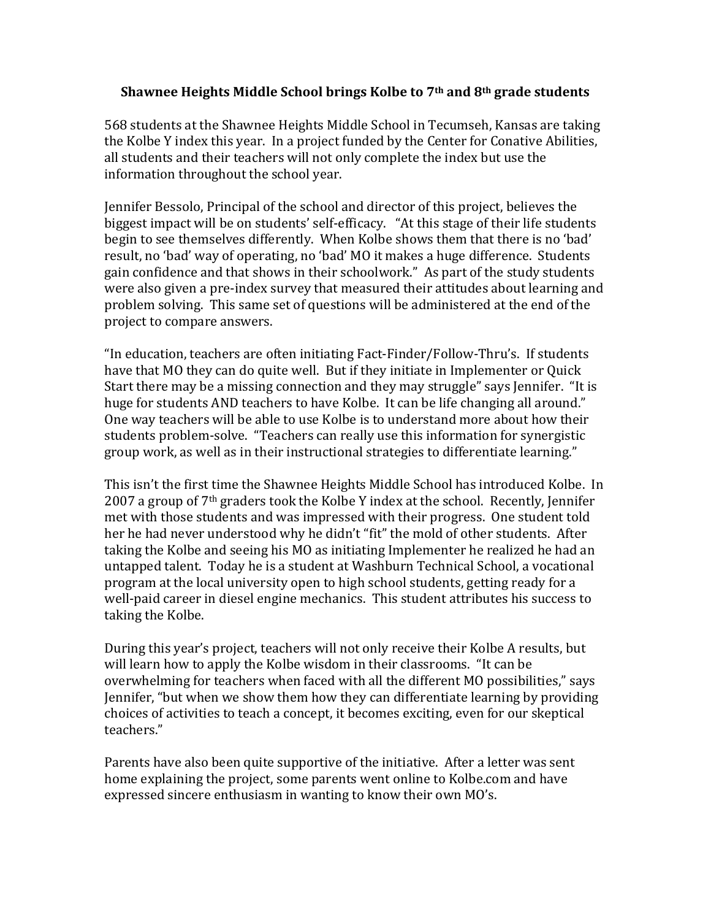**Shawnee Heights Middle School brings Kolbe to 7th and 8th grade students**

568 students at the Shawnee Heights Middle School in Tecumseh, Kansas are taking the Kolbe Y index this year. In a project funded by the Center for Conative Abilities, all students and their teachers will not only complete the index but use the information throughout the school year.

Jennifer Bessolo, Principal of the school and director of this project, believes the biggest impact will be on students' self-efficacy. "At this stage of their life students begin to see themselves differently. When Kolbe shows them that there is no 'bad' result, no 'bad' way of operating, no 'bad' MO it makes a huge difference. Students gain confidence and that shows in their schoolwork." As part of the study students were also given a pre-index survey that measured their attitudes about learning and problem solving. This same set of questions will be administered at the end of the project to compare answers.

"In education, teachers are often initiating Fact-Finder/Follow-Thru's. If students have that MO they can do quite well. But if they initiate in Implementer or Quick Start there may be a missing connection and they may struggle" says Jennifer. "It is huge for students AND teachers to have Kolbe. It can be life changing all around." One way teachers will be able to use Kolbe is to understand more about how their students problem-solve. "Teachers can really use this information for synergistic group work, as well as in their instructional strategies to differentiate learning."

This isn't the first time the Shawnee Heights Middle School has introduced Kolbe. In 2007 a group of 7th graders took the Kolbe Y index at the school. Recently, Jennifer met with those students and was impressed with their progress. One student told her he had never understood why he didn't "fit" the mold of other students. After taking the Kolbe and seeing his MO as initiating Implementer he realized he had an untapped talent. Today he is a student at Washburn Technical School, a vocational program at the local university open to high school students, getting ready for a well-paid career in diesel engine mechanics. This student attributes his success to taking the Kolbe.

During this year's project, teachers will not only receive their Kolbe A results, but will learn how to apply the Kolbe wisdom in their classrooms. "It can be overwhelming for teachers when faced with all the different MO possibilities," says Jennifer, "but when we show them how they can differentiate learning by providing choices of activities to teach a concept, it becomes exciting, even for our skeptical teachers."

Parents have also been quite supportive of the initiative. After a letter was sent home explaining the project, some parents went online to Kolbe.com and have expressed sincere enthusiasm in wanting to know their own MO's.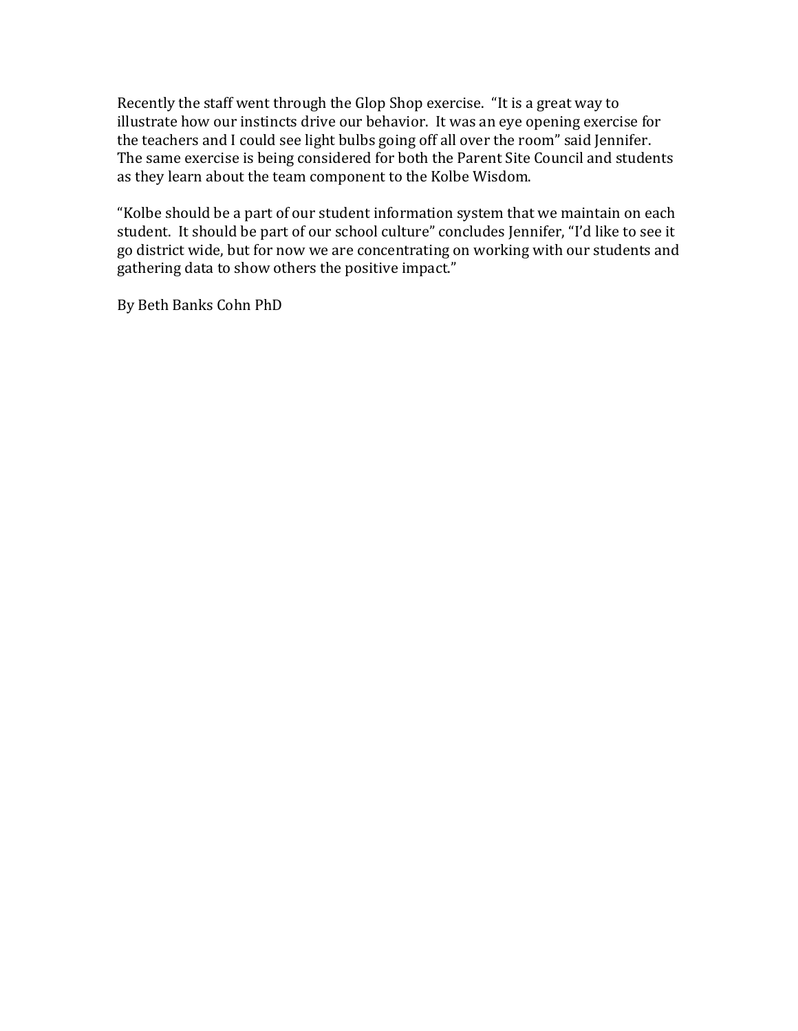Recently the staff went through the Glop Shop exercise. "It is a great way to illustrate how our instincts drive our behavior. It was an eye opening exercise for the teachers and I could see light bulbs going off all over the room" said Jennifer. The same exercise is being considered for both the Parent Site Council and students as they learn about the team component to the Kolbe Wisdom.

"Kolbe should be a part of our student information system that we maintain on each student. It should be part of our school culture" concludes Jennifer, "I'd like to see it go district wide, but for now we are concentrating on working with our students and gathering data to show others the positive impact."

By Beth Banks Cohn PhD